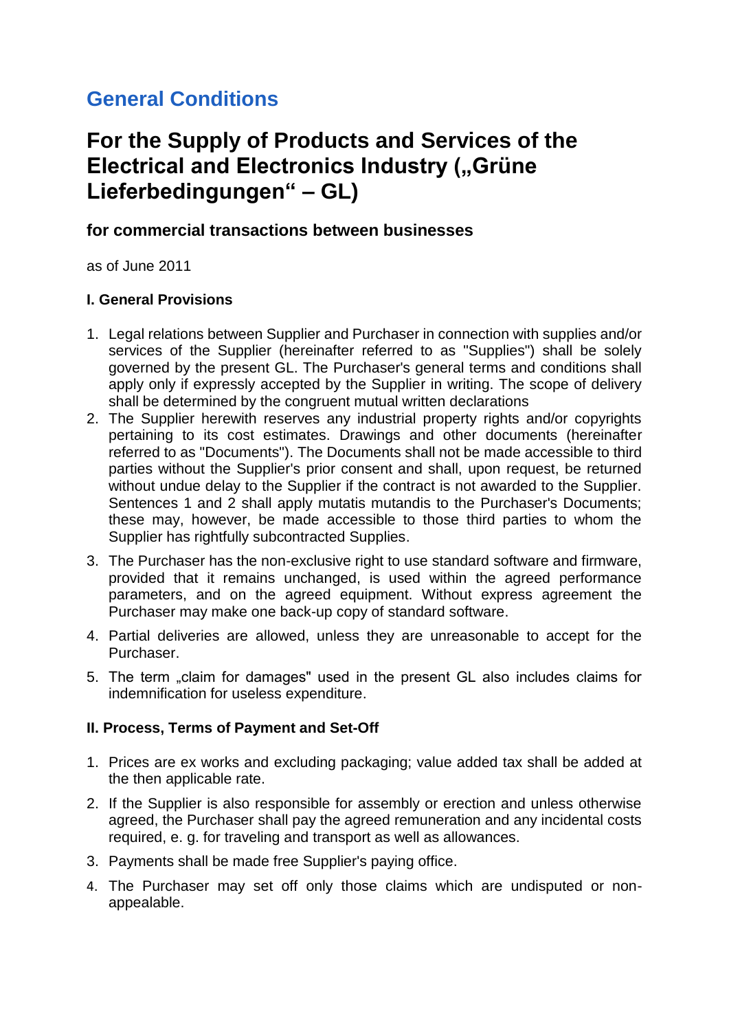# General Conditions

# For the Supply of Products and Services of the Electrical and Electronics Industry („Grüne Lieferbedingungen" – GL)

## for commercial transactions between businesses

as of June 2011

### I. General Provisions

1. Legal relations between Supplier and Purchaser in connection with supplies and/or services of the Supplier (hereinafter referred to as "Supplies") shall be solely governed by the present GL. The Purchaser's general terms and conditions shall apply only if expressly accepted by the Supplier in writing. The scope of delivery shall be determined by the congruent mutual written declarations
2. The Supplier herewith reserves any industrial property rights and/or copyrights pertaining to its cost estimates. Drawings and other documents (hereinafter referred to as "Documents"). The Documents shall not be made accessible to third parties without the Supplier's prior consent and shall, upon request, be returned without undue delay to the Supplier if the contract is not awarded to the Supplier. Sentences 1 and 2 shall apply mutatis mutandis to the Purchaser's Documents; these may, however, be made accessible to those third parties to whom the Supplier has rightfully subcontracted Supplies.
3. The Purchaser has the non-exclusive right to use standard software and firmware, provided that it remains unchanged, is used within the agreed performance parameters, and on the agreed equipment. Without express agreement the Purchaser may make one back-up copy of standard software.
4. Partial deliveries are allowed, unless they are unreasonable to accept for the Purchaser.
5. The term „claim for damages" used in the present GL also includes claims for indemnification for useless expenditure.

### II. Process, Terms of Payment and Set-Off

1. Prices are ex works and excluding packaging; value added tax shall be added at the then applicable rate.
2. If the Supplier is also responsible for assembly or erection and unless otherwise agreed, the Purchaser shall pay the agreed remuneration and any incidental costs required, e. g. for traveling and transport as well as allowances.
3. Payments shall be made free Supplier's paying office.
4. The Purchaser may set off only those claims which are undisputed or non-appealable.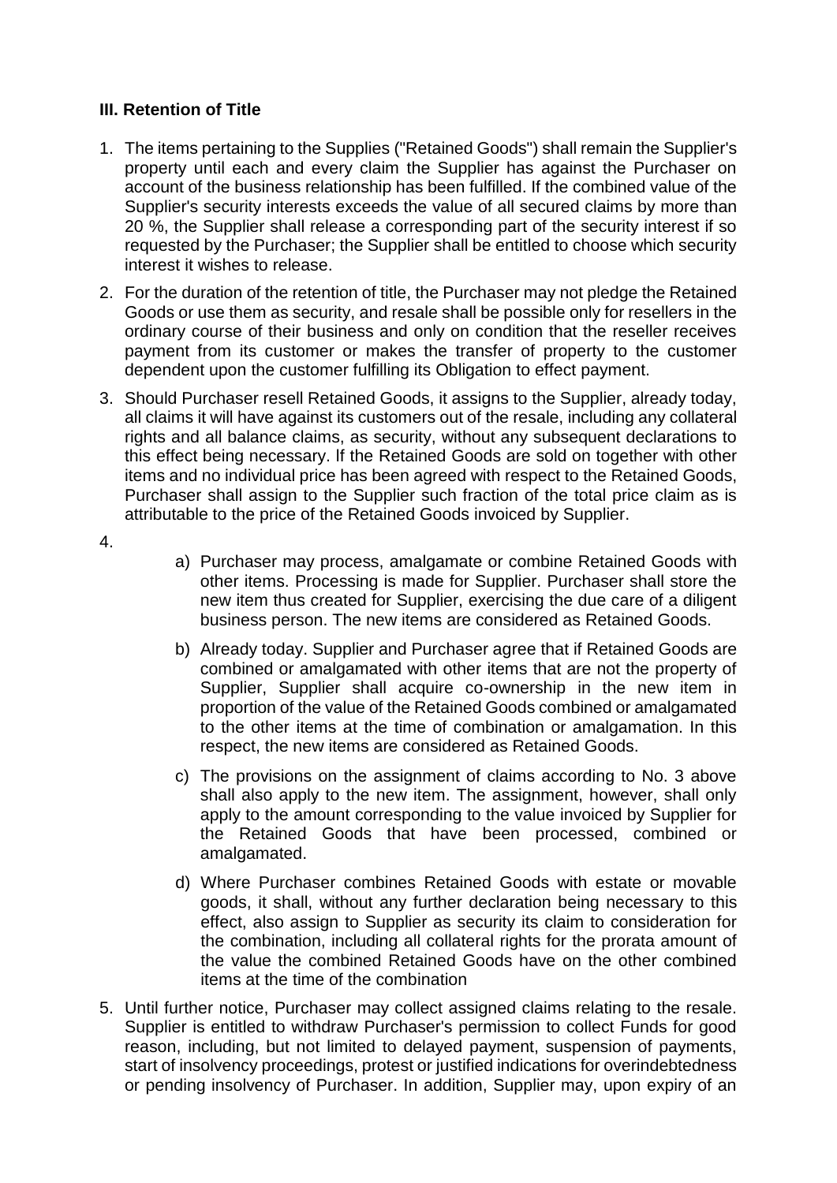### III. Retention of Title

1. The items pertaining to the Supplies ("Retained Goods") shall remain the Supplier's property until each and every claim the Supplier has against the Purchaser on account of the business relationship has been fulfilled. If the combined value of the Supplier's security interests exceeds the value of all secured claims by more than 20 %, the Supplier shall release a corresponding part of the security interest if so requested by the Purchaser; the Supplier shall be entitled to choose which security interest it wishes to release.
2. For the duration of the retention of title, the Purchaser may not pledge the Retained Goods or use them as security, and resale shall be possible only for resellers in the ordinary course of their business and only on condition that the reseller receives payment from its customer or makes the transfer of property to the customer dependent upon the customer fulfilling its Obligation to effect payment.
3. Should Purchaser resell Retained Goods, it assigns to the Supplier, already today, all claims it will have against its customers out of the resale, including any collateral rights and all balance claims, as security, without any subsequent declarations to this effect being necessary. If the Retained Goods are sold on together with other items and no individual price has been agreed with respect to the Retained Goods, Purchaser shall assign to the Supplier such fraction of the total price claim as is attributable to the price of the Retained Goods invoiced by Supplier.
4. 
   a) Purchaser may process, amalgamate or combine Retained Goods with other items. Processing is made for Supplier. Purchaser shall store the new item thus created for Supplier, exercising the due care of a diligent business person. The new items are considered as Retained Goods.

   b) Already today. Supplier and Purchaser agree that if Retained Goods are combined or amalgamated with other items that are not the property of Supplier, Supplier shall acquire co-ownership in the new item in proportion of the value of the Retained Goods combined or amalgamated to the other items at the time of combination or amalgamation. In this respect, the new items are considered as Retained Goods.

   c) The provisions on the assignment of claims according to No. 3 above shall also apply to the new item. The assignment, however, shall only apply to the amount corresponding to the value invoiced by Supplier for the Retained Goods that have been processed, combined or amalgamated.

   d) Where Purchaser combines Retained Goods with estate or movable goods, it shall, without any further declaration being necessary to this effect, also assign to Supplier as security its claim to consideration for the combination, including all collateral rights for the prorata amount of the value the combined Retained Goods have on the other combined items at the time of the combination
5. Until further notice, Purchaser may collect assigned claims relating to the resale. Supplier is entitled to withdraw Purchaser's permission to collect Funds for good reason, including, but not limited to delayed payment, suspension of payments, start of insolvency proceedings, protest or justified indications for overindebtedness or pending insolvency of Purchaser. In addition, Supplier may, upon expiry of an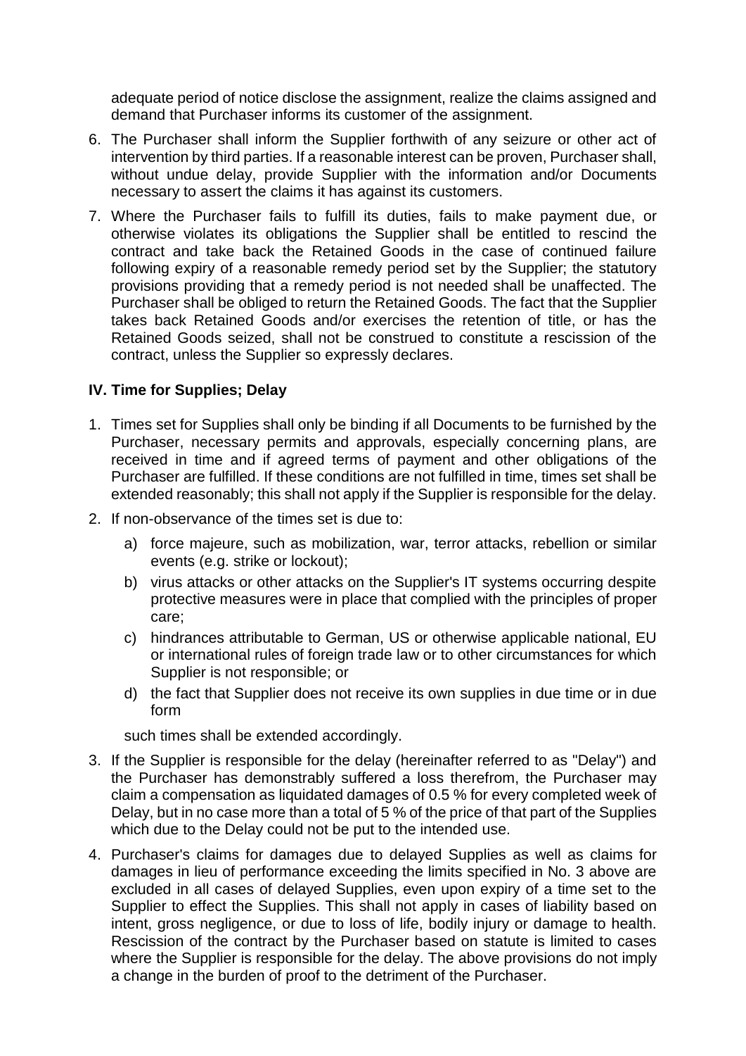adequate period of notice disclose the assignment, realize the claims assigned and demand that Purchaser informs its customer of the assignment.

6. The Purchaser shall inform the Supplier forthwith of any seizure or other act of intervention by third parties. If a reasonable interest can be proven, Purchaser shall, without undue delay, provide Supplier with the information and/or Documents necessary to assert the claims it has against its customers.
7. Where the Purchaser fails to fulfill its duties, fails to make payment due, or otherwise violates its obligations the Supplier shall be entitled to rescind the contract and take back the Retained Goods in the case of continued failure following expiry of a reasonable remedy period set by the Supplier; the statutory provisions providing that a remedy period is not needed shall be unaffected. The Purchaser shall be obliged to return the Retained Goods. The fact that the Supplier takes back Retained Goods and/or exercises the retention of title, or has the Retained Goods seized, shall not be construed to constitute a rescission of the contract, unless the Supplier so expressly declares.

### IV. Time for Supplies; Delay

1. Times set for Supplies shall only be binding if all Documents to be furnished by the Purchaser, necessary permits and approvals, especially concerning plans, are received in time and if agreed terms of payment and other obligations of the Purchaser are fulfilled. If these conditions are not fulfilled in time, times set shall be extended reasonably; this shall not apply if the Supplier is responsible for the delay.
2. If non-observance of the times set is due to:
   a) force majeure, such as mobilization, war, terror attacks, rebellion or similar events (e.g. strike or lockout);
   b) virus attacks or other attacks on the Supplier's IT systems occurring despite protective measures were in place that complied with the principles of proper care;
   c) hindrances attributable to German, US or otherwise applicable national, EU or international rules of foreign trade law or to other circumstances for which Supplier is not responsible; or
   d) the fact that Supplier does not receive its own supplies in due time or in due form

   such times shall be extended accordingly.
3. If the Supplier is responsible for the delay (hereinafter referred to as "Delay") and the Purchaser has demonstrably suffered a loss therefrom, the Purchaser may claim a compensation as liquidated damages of 0.5 % for every completed week of Delay, but in no case more than a total of 5 % of the price of that part of the Supplies which due to the Delay could not be put to the intended use.
4. Purchaser's claims for damages due to delayed Supplies as well as claims for damages in lieu of performance exceeding the limits specified in No. 3 above are excluded in all cases of delayed Supplies, even upon expiry of a time set to the Supplier to effect the Supplies. This shall not apply in cases of liability based on intent, gross negligence, or due to loss of life, bodily injury or damage to health. Rescission of the contract by the Purchaser based on statute is limited to cases where the Supplier is responsible for the delay. The above provisions do not imply a change in the burden of proof to the detriment of the Purchaser.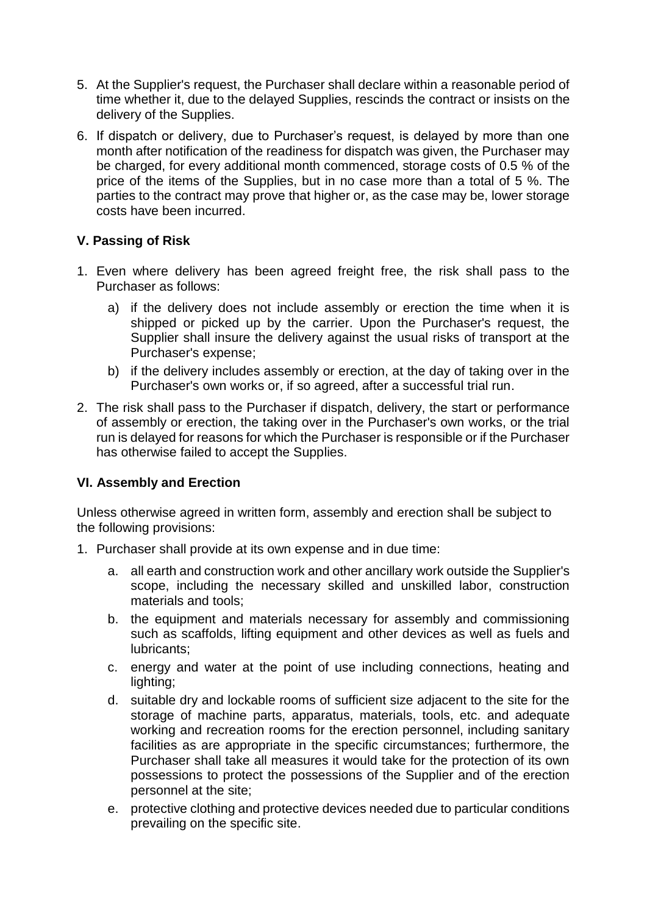5. At the Supplier's request, the Purchaser shall declare within a reasonable period of time whether it, due to the delayed Supplies, rescinds the contract or insists on the delivery of the Supplies.
6. If dispatch or delivery, due to Purchaser's request, is delayed by more than one month after notification of the readiness for dispatch was given, the Purchaser may be charged, for every additional month commenced, storage costs of 0.5 % of the price of the items of the Supplies, but in no case more than a total of 5 %. The parties to the contract may prove that higher or, as the case may be, lower storage costs have been incurred.

### V. Passing of Risk

1. Even where delivery has been agreed freight free, the risk shall pass to the Purchaser as follows:
   a) if the delivery does not include assembly or erection the time when it is shipped or picked up by the carrier. Upon the Purchaser's request, the Supplier shall insure the delivery against the usual risks of transport at the Purchaser's expense;
   b) if the delivery includes assembly or erection, at the day of taking over in the Purchaser's own works or, if so agreed, after a successful trial run.
2. The risk shall pass to the Purchaser if dispatch, delivery, the start or performance of assembly or erection, the taking over in the Purchaser's own works, or the trial run is delayed for reasons for which the Purchaser is responsible or if the Purchaser has otherwise failed to accept the Supplies.

### VI. Assembly and Erection

Unless otherwise agreed in written form, assembly and erection shall be subject to the following provisions:

1. Purchaser shall provide at its own expense and in due time:
   a. all earth and construction work and other ancillary work outside the Supplier's scope, including the necessary skilled and unskilled labor, construction materials and tools;
   b. the equipment and materials necessary for assembly and commissioning such as scaffolds, lifting equipment and other devices as well as fuels and lubricants;
   c. energy and water at the point of use including connections, heating and lighting;
   d. suitable dry and lockable rooms of sufficient size adjacent to the site for the storage of machine parts, apparatus, materials, tools, etc. and adequate working and recreation rooms for the erection personnel, including sanitary facilities as are appropriate in the specific circumstances; furthermore, the Purchaser shall take all measures it would take for the protection of its own possessions to protect the possessions of the Supplier and of the erection personnel at the site;
   e. protective clothing and protective devices needed due to particular conditions prevailing on the specific site.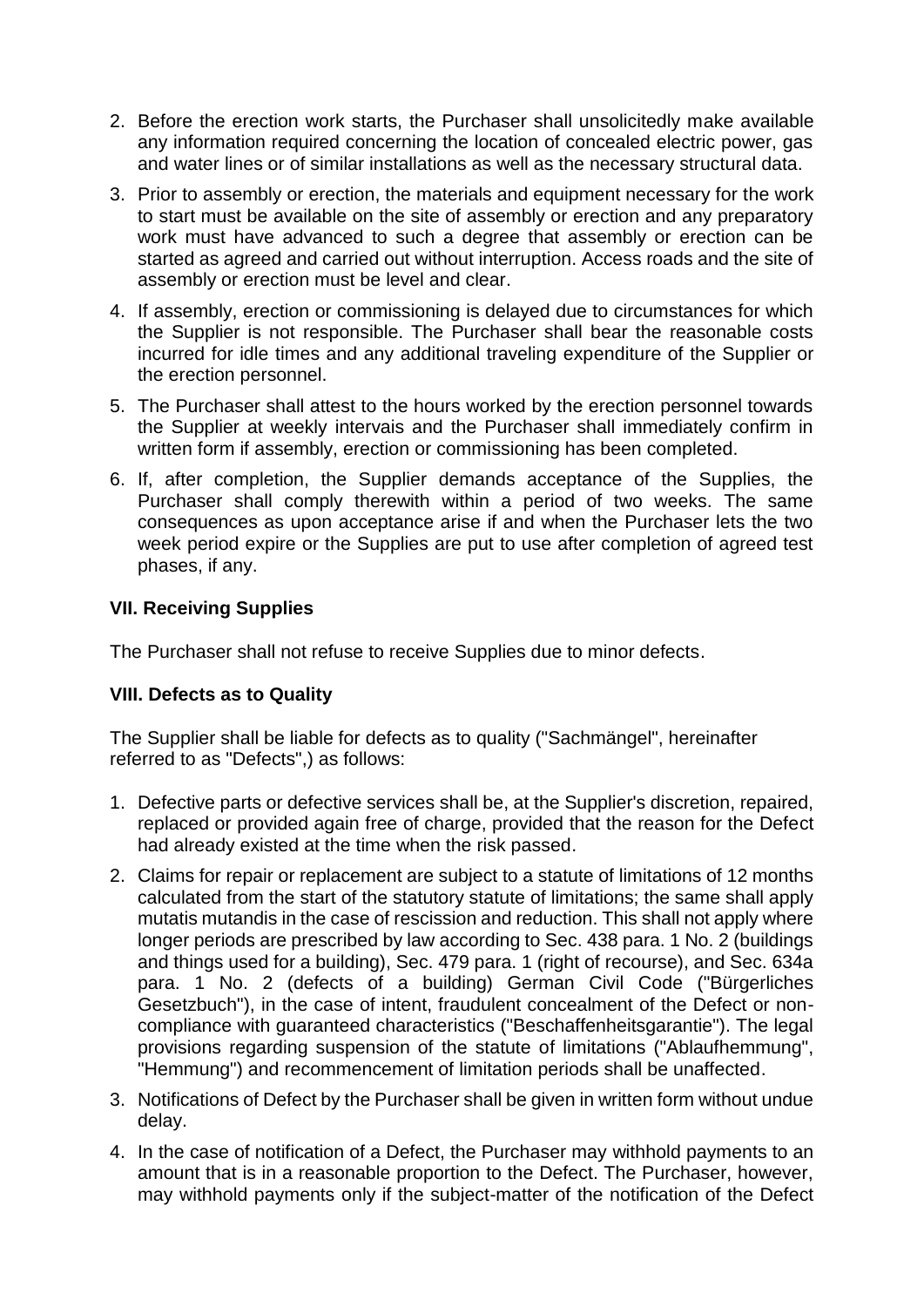2. Before the erection work starts, the Purchaser shall unsolicitedly make available any information required concerning the location of concealed electric power, gas and water lines or of similar installations as well as the necessary structural data.

3. Prior to assembly or erection, the materials and equipment necessary for the work to start must be available on the site of assembly or erection and any preparatory work must have advanced to such a degree that assembly or erection can be started as agreed and carried out without interruption. Access roads and the site of assembly or erection must be level and clear.

4. If assembly, erection or commissioning is delayed due to circumstances for which the Supplier is not responsible. The Purchaser shall bear the reasonable costs incurred for idle times and any additional traveling expenditure of the Supplier or the erection personnel.

5. The Purchaser shall attest to the hours worked by the erection personnel towards the Supplier at weekly intervais and the Purchaser shall immediately confirm in written form if assembly, erection or commissioning has been completed.

6. If, after completion, the Supplier demands acceptance of the Supplies, the Purchaser shall comply therewith within a period of two weeks. The same consequences as upon acceptance arise if and when the Purchaser lets the two week period expire or the Supplies are put to use after completion of agreed test phases, if any.

### VII. Receiving Supplies

The Purchaser shall not refuse to receive Supplies due to minor defects.

### VIII. Defects as to Quality

The Supplier shall be liable for defects as to quality ("Sachmängel", hereinafter referred to as "Defects",) as follows:

1. Defective parts or defective services shall be, at the Supplier's discretion, repaired, replaced or provided again free of charge, provided that the reason for the Defect had already existed at the time when the risk passed.

2. Claims for repair or replacement are subject to a statute of limitations of 12 months calculated from the start of the statutory statute of limitations; the same shall apply mutatis mutandis in the case of rescission and reduction. This shall not apply where longer periods are prescribed by law according to Sec. 438 para. 1 No. 2 (buildings and things used for a building), Sec. 479 para. 1 (right of recourse), and Sec. 634a para. 1 No. 2 (defects of a building) German Civil Code ("Bürgerliches Gesetzbuch"), in the case of intent, fraudulent concealment of the Defect or non-compliance with guaranteed characteristics ("Beschaffenheitsgarantie"). The legal provisions regarding suspension of the statute of limitations ("Ablaufhemmung", "Hemmung") and recommencement of limitation periods shall be unaffected.

3. Notifications of Defect by the Purchaser shall be given in written form without undue delay.

4. In the case of notification of a Defect, the Purchaser may withhold payments to an amount that is in a reasonable proportion to the Defect. The Purchaser, however, may withhold payments only if the subject-matter of the notification of the Defect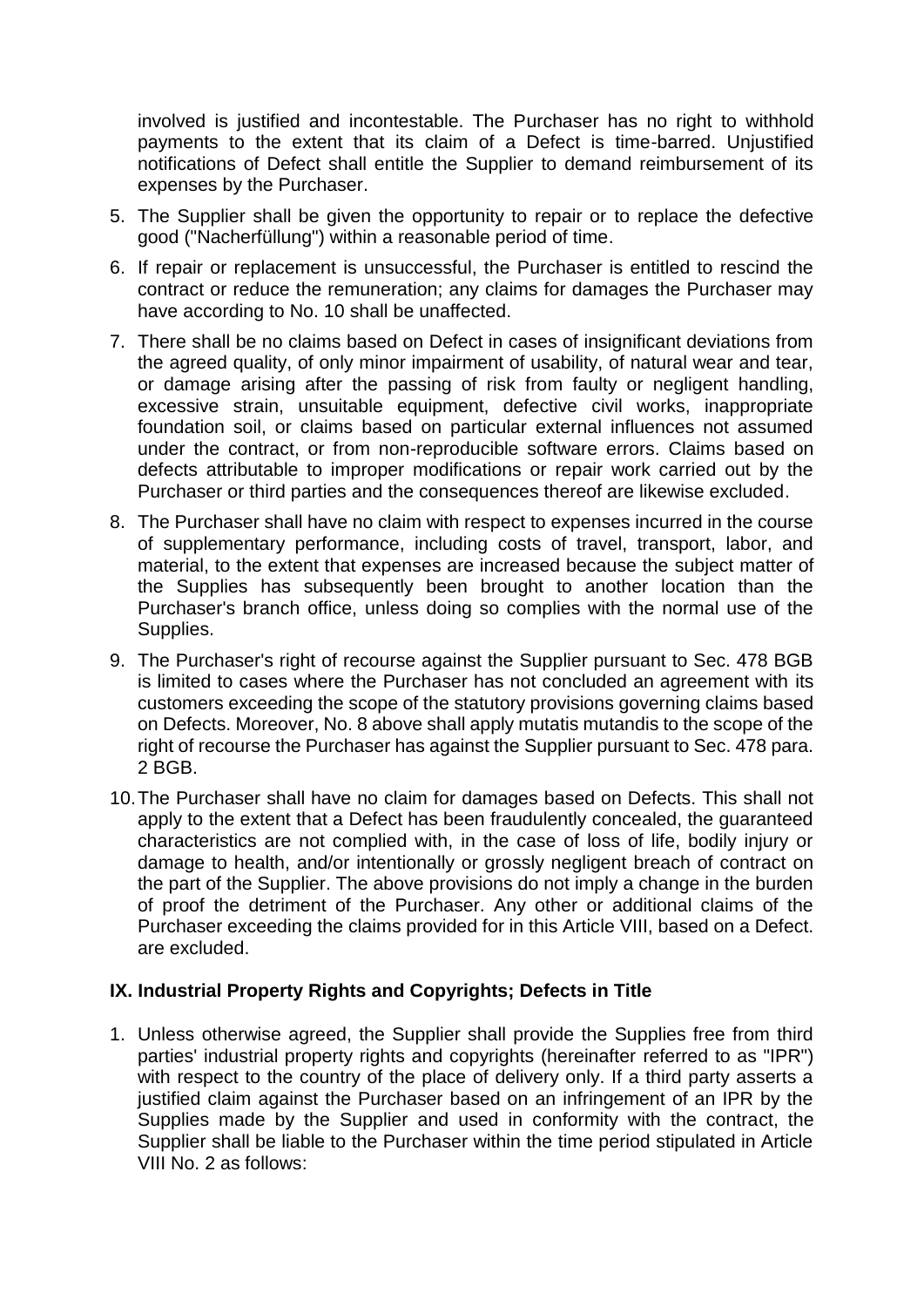involved is justified and incontestable. The Purchaser has no right to withhold payments to the extent that its claim of a Defect is time-barred. Unjustified notifications of Defect shall entitle the Supplier to demand reimbursement of its expenses by the Purchaser.

5. The Supplier shall be given the opportunity to repair or to replace the defective good ("Nacherfüllung") within a reasonable period of time.
6. If repair or replacement is unsuccessful, the Purchaser is entitled to rescind the contract or reduce the remuneration; any claims for damages the Purchaser may have according to No. 10 shall be unaffected.
7. There shall be no claims based on Defect in cases of insignificant deviations from the agreed quality, of only minor impairment of usability, of natural wear and tear, or damage arising after the passing of risk from faulty or negligent handling, excessive strain, unsuitable equipment, defective civil works, inappropriate foundation soil, or claims based on particular external influences not assumed under the contract, or from non-reproducible software errors. Claims based on defects attributable to improper modifications or repair work carried out by the Purchaser or third parties and the consequences thereof are likewise excluded.
8. The Purchaser shall have no claim with respect to expenses incurred in the course of supplementary performance, including costs of travel, transport, labor, and material, to the extent that expenses are increased because the subject matter of the Supplies has subsequently been brought to another location than the Purchaser's branch office, unless doing so complies with the normal use of the Supplies.
9. The Purchaser's right of recourse against the Supplier pursuant to Sec. 478 BGB is limited to cases where the Purchaser has not concluded an agreement with its customers exceeding the scope of the statutory provisions governing claims based on Defects. Moreover, No. 8 above shall apply mutatis mutandis to the scope of the right of recourse the Purchaser has against the Supplier pursuant to Sec. 478 para. 2 BGB.
10. The Purchaser shall have no claim for damages based on Defects. This shall not apply to the extent that a Defect has been fraudulently concealed, the guaranteed characteristics are not complied with, in the case of loss of life, bodily injury or damage to health, and/or intentionally or grossly negligent breach of contract on the part of the Supplier. The above provisions do not imply a change in the burden of proof the detriment of the Purchaser. Any other or additional claims of the Purchaser exceeding the claims provided for in this Article VIII, based on a Defect. are excluded.

## IX. Industrial Property Rights and Copyrights; Defects in Title

1. Unless otherwise agreed, the Supplier shall provide the Supplies free from third parties' industrial property rights and copyrights (hereinafter referred to as "IPR") with respect to the country of the place of delivery only. If a third party asserts a justified claim against the Purchaser based on an infringement of an IPR by the Supplies made by the Supplier and used in conformity with the contract, the Supplier shall be liable to the Purchaser within the time period stipulated in Article VIII No. 2 as follows: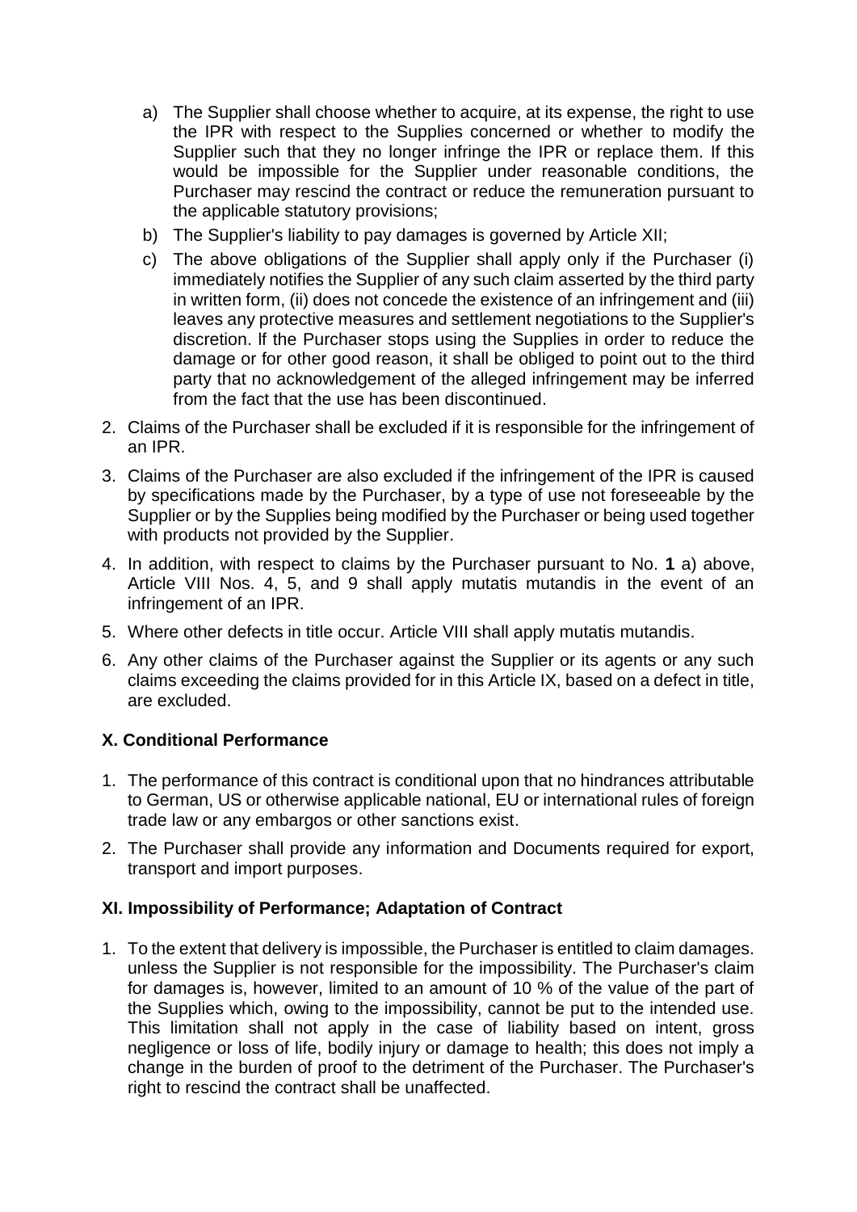a) The Supplier shall choose whether to acquire, at its expense, the right to use the IPR with respect to the Supplies concerned or whether to modify the Supplier such that they no longer infringe the IPR or replace them. If this would be impossible for the Supplier under reasonable conditions, the Purchaser may rescind the contract or reduce the remuneration pursuant to the applicable statutory provisions;

b) The Supplier's liability to pay damages is governed by Article XII;

c) The above obligations of the Supplier shall apply only if the Purchaser (i) immediately notifies the Supplier of any such claim asserted by the third party in written form, (ii) does not concede the existence of an infringement and (iii) leaves any protective measures and settlement negotiations to the Supplier's discretion. lf the Purchaser stops using the Supplies in order to reduce the damage or for other good reason, it shall be obliged to point out to the third party that no acknowledgement of the alleged infringement may be inferred from the fact that the use has been discontinued.

2. Claims of the Purchaser shall be excluded if it is responsible for the infringement of an IPR.
3. Claims of the Purchaser are also excluded if the infringement of the IPR is caused by specifications made by the Purchaser, by a type of use not foreseeable by the Supplier or by the Supplies being modified by the Purchaser or being used together with products not provided by the Supplier.
4. In addition, with respect to claims by the Purchaser pursuant to No. **1** a) above, Article VIII Nos. 4, 5, and 9 shall apply mutatis mutandis in the event of an infringement of an IPR.
5. Where other defects in title occur. Article VIII shall apply mutatis mutandis.
6. Any other claims of the Purchaser against the Supplier or its agents or any such claims exceeding the claims provided for in this Article IX, based on a defect in title, are excluded.

### X. Conditional Performance

1. The performance of this contract is conditional upon that no hindrances attributable to German, US or otherwise applicable national, EU or international rules of foreign trade law or any embargos or other sanctions exist.
2. The Purchaser shall provide any information and Documents required for export, transport and import purposes.

### XI. Impossibility of Performance; Adaptation of Contract

1. To the extent that delivery is impossible, the Purchaser is entitled to claim damages. unless the Supplier is not responsible for the impossibility. The Purchaser's claim for damages is, however, limited to an amount of 10 % of the value of the part of the Supplies which, owing to the impossibility, cannot be put to the intended use. This limitation shall not apply in the case of liability based on intent, gross negligence or loss of life, bodily injury or damage to health; this does not imply a change in the burden of proof to the detriment of the Purchaser. The Purchaser's right to rescind the contract shall be unaffected.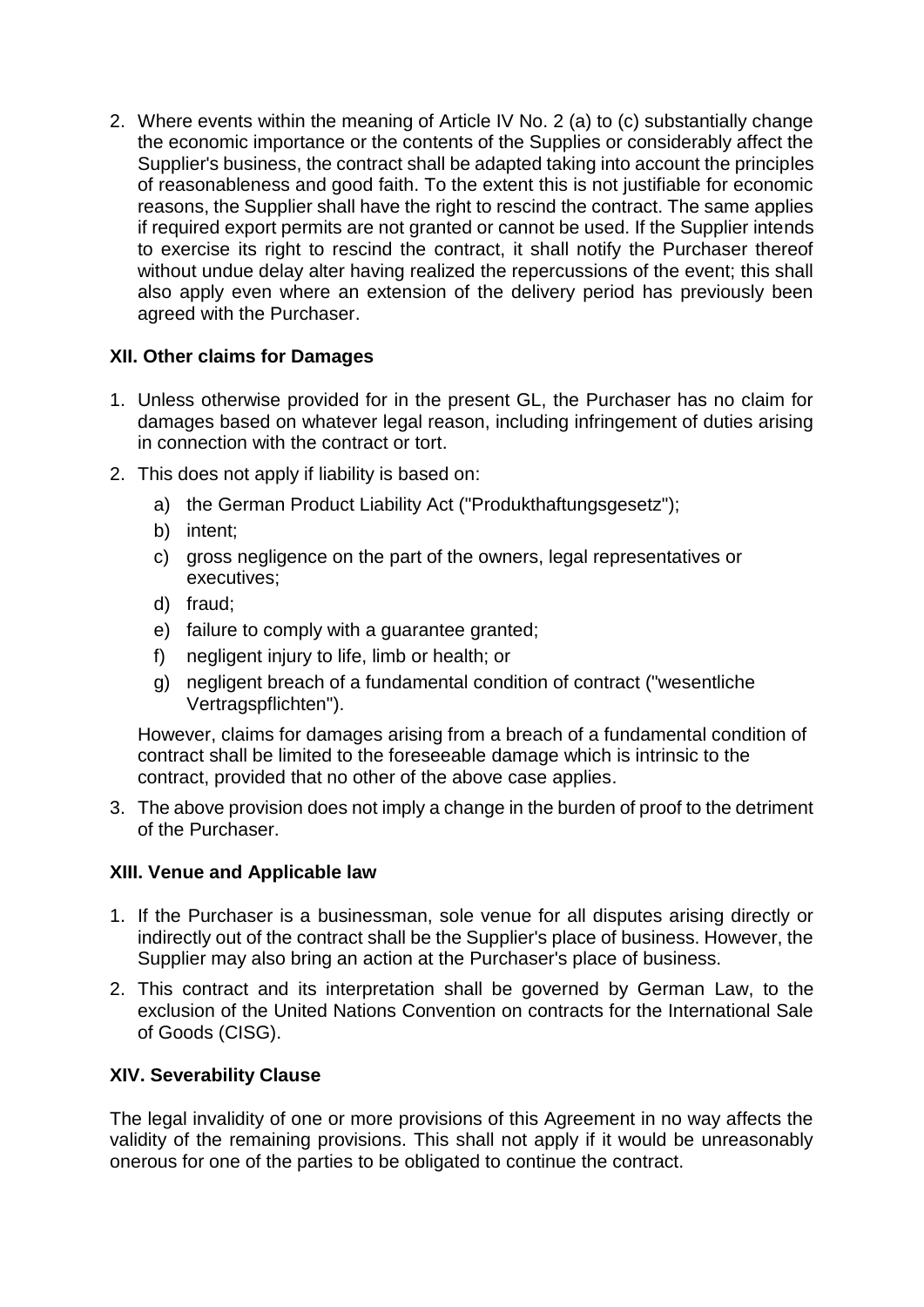2. Where events within the meaning of Article IV No. 2 (a) to (c) substantially change the economic importance or the contents of the Supplies or considerably affect the Supplier's business, the contract shall be adapted taking into account the principles of reasonableness and good faith. To the extent this is not justifiable for economic reasons, the Supplier shall have the right to rescind the contract. The same applies if required export permits are not granted or cannot be used. If the Supplier intends to exercise its right to rescind the contract, it shall notify the Purchaser thereof without undue delay alter having realized the repercussions of the event; this shall also apply even where an extension of the delivery period has previously been agreed with the Purchaser.

### XII. Other claims for Damages

1. Unless otherwise provided for in the present GL, the Purchaser has no claim for damages based on whatever legal reason, including infringement of duties arising in connection with the contract or tort.
2. This does not apply if liability is based on:
   a) the German Product Liability Act ("Produkthaftungsgesetz");
   b) intent;
   c) gross negligence on the part of the owners, legal representatives or executives;
   d) fraud;
   e) failure to comply with a guarantee granted;
   f) negligent injury to life, limb or health; or
   g) negligent breach of a fundamental condition of contract ("wesentliche Vertragspflichten").

   However, claims for damages arising from a breach of a fundamental condition of contract shall be limited to the foreseeable damage which is intrinsic to the contract, provided that no other of the above case applies.
3. The above provision does not imply a change in the burden of proof to the detriment of the Purchaser.

### XIII. Venue and Applicable law

1. If the Purchaser is a businessman, sole venue for all disputes arising directly or indirectly out of the contract shall be the Supplier's place of business. However, the Supplier may also bring an action at the Purchaser's place of business.
2. This contract and its interpretation shall be governed by German Law, to the exclusion of the United Nations Convention on contracts for the International Sale of Goods (CISG).

### XIV. Severability Clause

The legal invalidity of one or more provisions of this Agreement in no way affects the validity of the remaining provisions. This shall not apply if it would be unreasonably onerous for one of the parties to be obligated to continue the contract.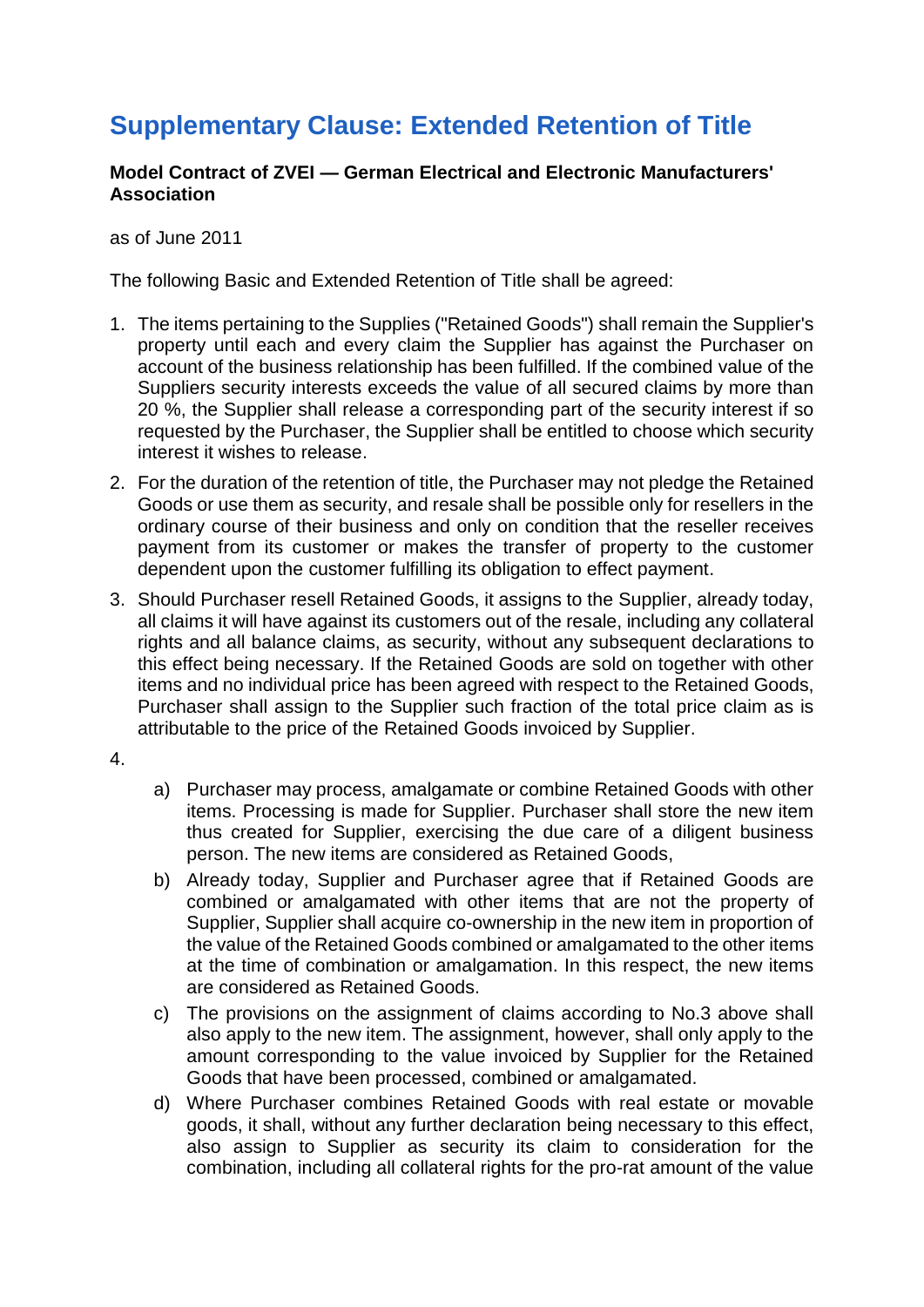# Supplementary Clause: Extended Retention of Title

**Model Contract of ZVEI — German Electrical and Electronic Manufacturers' Association**

as of June 2011

The following Basic and Extended Retention of Title shall be agreed:

1. The items pertaining to the Supplies ("Retained Goods") shall remain the Supplier's property until each and every claim the Supplier has against the Purchaser on account of the business relationship has been fulfilled. If the combined value of the Suppliers security interests exceeds the value of all secured claims by more than 20 %, the Supplier shall release a corresponding part of the security interest if so requested by the Purchaser, the Supplier shall be entitled to choose which security interest it wishes to release.
2. For the duration of the retention of title, the Purchaser may not pledge the Retained Goods or use them as security, and resale shall be possible only for resellers in the ordinary course of their business and only on condition that the reseller receives payment from its customer or makes the transfer of property to the customer dependent upon the customer fulfilling its obligation to effect payment.
3. Should Purchaser resell Retained Goods, it assigns to the Supplier, already today, all claims it will have against its customers out of the resale, including any collateral rights and all balance claims, as security, without any subsequent declarations to this effect being necessary. If the Retained Goods are sold on together with other items and no individual price has been agreed with respect to the Retained Goods, Purchaser shall assign to the Supplier such fraction of the total price claim as is attributable to the price of the Retained Goods invoiced by Supplier.
4. 
   a) Purchaser may process, amalgamate or combine Retained Goods with other items. Processing is made for Supplier. Purchaser shall store the new item thus created for Supplier, exercising the due care of a diligent business person. The new items are considered as Retained Goods,

   b) Already today, Supplier and Purchaser agree that if Retained Goods are combined or amalgamated with other items that are not the property of Supplier, Supplier shall acquire co-ownership in the new item in proportion of the value of the Retained Goods combined or amalgamated to the other items at the time of combination or amalgamation. In this respect, the new items are considered as Retained Goods.

   c) The provisions on the assignment of claims according to No.3 above shall also apply to the new item. The assignment, however, shall only apply to the amount corresponding to the value invoiced by Supplier for the Retained Goods that have been processed, combined or amalgamated.

   d) Where Purchaser combines Retained Goods with real estate or movable goods, it shall, without any further declaration being necessary to this effect, also assign to Supplier as security its claim to consideration for the combination, including all collateral rights for the pro-rat amount of the value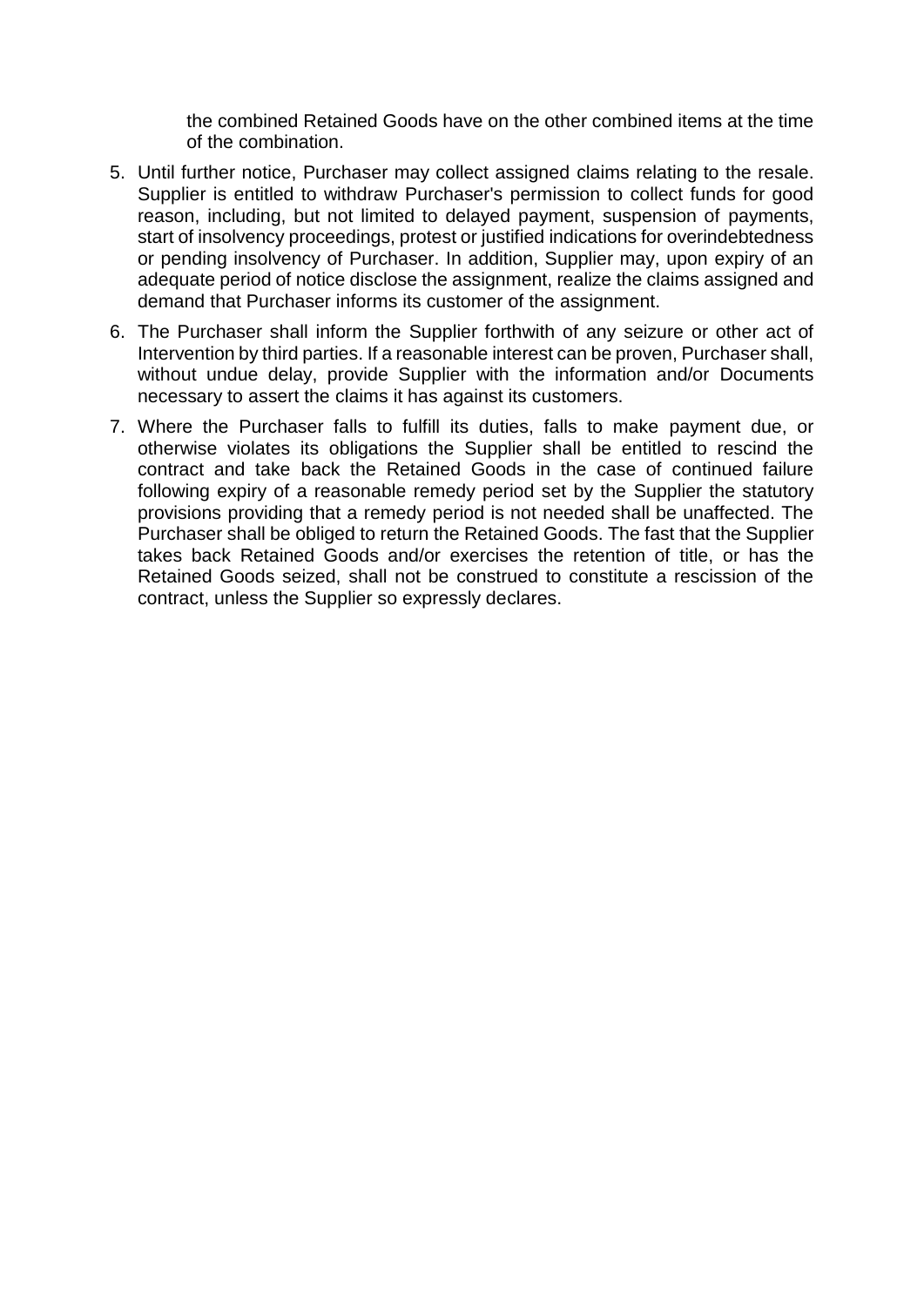the combined Retained Goods have on the other combined items at the time of the combination.

5. Until further notice, Purchaser may collect assigned claims relating to the resale. Supplier is entitled to withdraw Purchaser's permission to collect funds for good reason, including, but not limited to delayed payment, suspension of payments, start of insolvency proceedings, protest or justified indications for overindebtedness or pending insolvency of Purchaser. In addition, Supplier may, upon expiry of an adequate period of notice disclose the assignment, realize the claims assigned and demand that Purchaser informs its customer of the assignment.
6. The Purchaser shall inform the Supplier forthwith of any seizure or other act of Intervention by third parties. If a reasonable interest can be proven, Purchaser shall, without undue delay, provide Supplier with the information and/or Documents necessary to assert the claims it has against its customers.
7. Where the Purchaser falls to fulfill its duties, falls to make payment due, or otherwise violates its obligations the Supplier shall be entitled to rescind the contract and take back the Retained Goods in the case of continued failure following expiry of a reasonable remedy period set by the Supplier the statutory provisions providing that a remedy period is not needed shall be unaffected. The Purchaser shall be obliged to return the Retained Goods. The fast that the Supplier takes back Retained Goods and/or exercises the retention of title, or has the Retained Goods seized, shall not be construed to constitute a rescission of the contract, unless the Supplier so expressly declares.